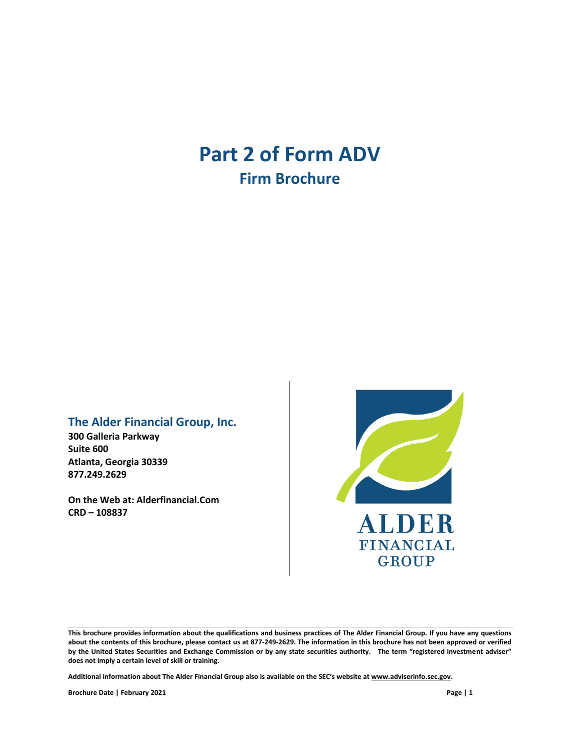# Part 2 of Form ADV

## Firm Brochure

### The Alder Financial Group, Inc.

**300 Galleria Parkway**
**Suite 600**
**Atlanta, Georgia 30339**
**877.249.2629**

**On the Web at: Alderfinancial.Com**
**CRD – 108837**

ALDER
FINANCIAL
GROUP

---

**This brochure provides information about the qualifications and business practices of The Alder Financial Group. If you have any questions about the contents of this brochure, please contact us at 877-249-2629. The information in this brochure has not been approved or verified by the United States Securities and Exchange Commission or by any state securities authority. The term "registered investment adviser" does not imply a certain level of skill or training.**

**Additional information about The Alder Financial Group also is available on the SEC's website at www.adviserinfo.sec.gov.**

**Brochure Date | February 2021**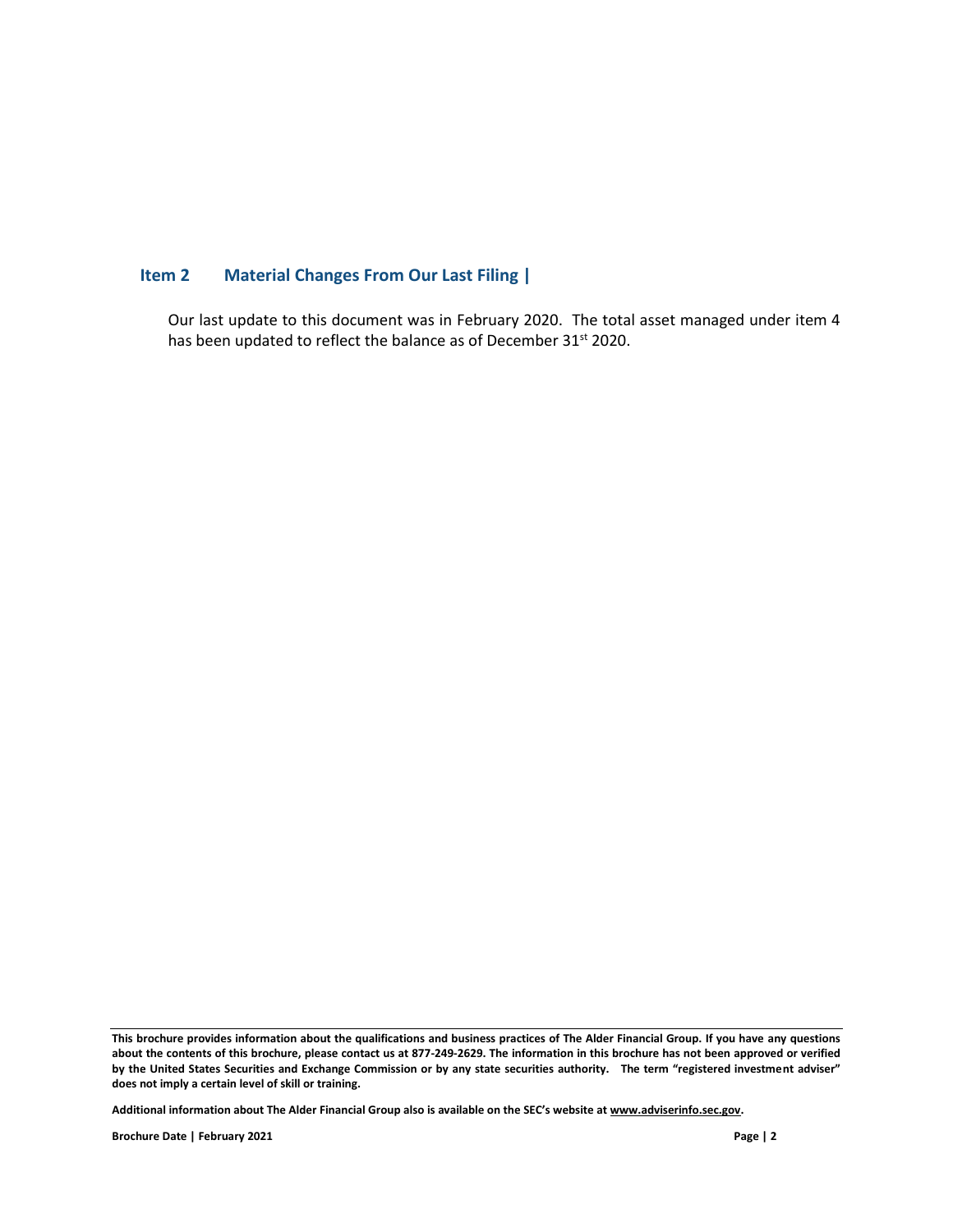## Item 2 Material Changes From Our Last Filing |

Our last update to this document was in February 2020. The total asset managed under item 4 has been updated to reflect the balance as of December 31st 2020.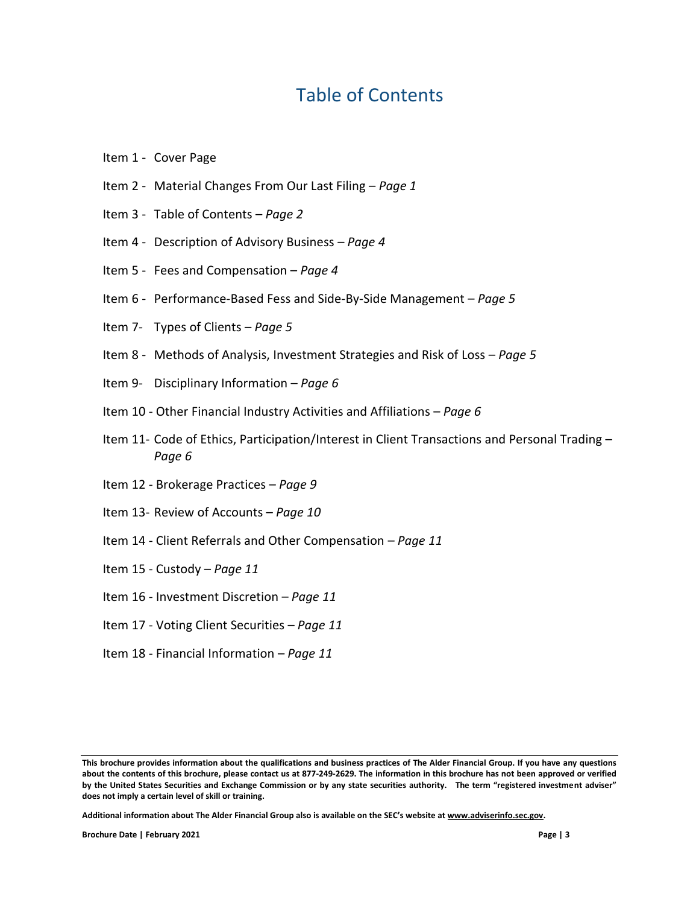# Table of Contents

Item 1 - Cover Page

Item 2 - Material Changes From Our Last Filing – *Page 1*

Item 3 - Table of Contents – *Page 2*

Item 4 - Description of Advisory Business – *Page 4*

Item 5 - Fees and Compensation – *Page 4*

Item 6 - Performance-Based Fess and Side-By-Side Management – *Page 5*

Item 7- Types of Clients – *Page 5*

Item 8 - Methods of Analysis, Investment Strategies and Risk of Loss – *Page 5*

Item 9- Disciplinary Information – *Page 6*

Item 10 - Other Financial Industry Activities and Affiliations – *Page 6*

Item 11- Code of Ethics, Participation/Interest in Client Transactions and Personal Trading – *Page 6*

Item 12 - Brokerage Practices – *Page 9*

Item 13- Review of Accounts – *Page 10*

Item 14 - Client Referrals and Other Compensation – *Page 11*

Item 15 - Custody – *Page 11*

Item 16 - Investment Discretion – *Page 11*

Item 17 - Voting Client Securities – *Page 11*

Item 18 - Financial Information – *Page 11*

**This brochure provides information about the qualifications and business practices of The Alder Financial Group. If you have any questions about the contents of this brochure, please contact us at 877-249-2629. The information in this brochure has not been approved or verified by the United States Securities and Exchange Commission or by any state securities authority. The term "registered investment adviser" does not imply a certain level of skill or training.**

**Additional information about The Alder Financial Group also is available on the SEC's website at www.adviserinfo.sec.gov.**

**Brochure Date | February 2021**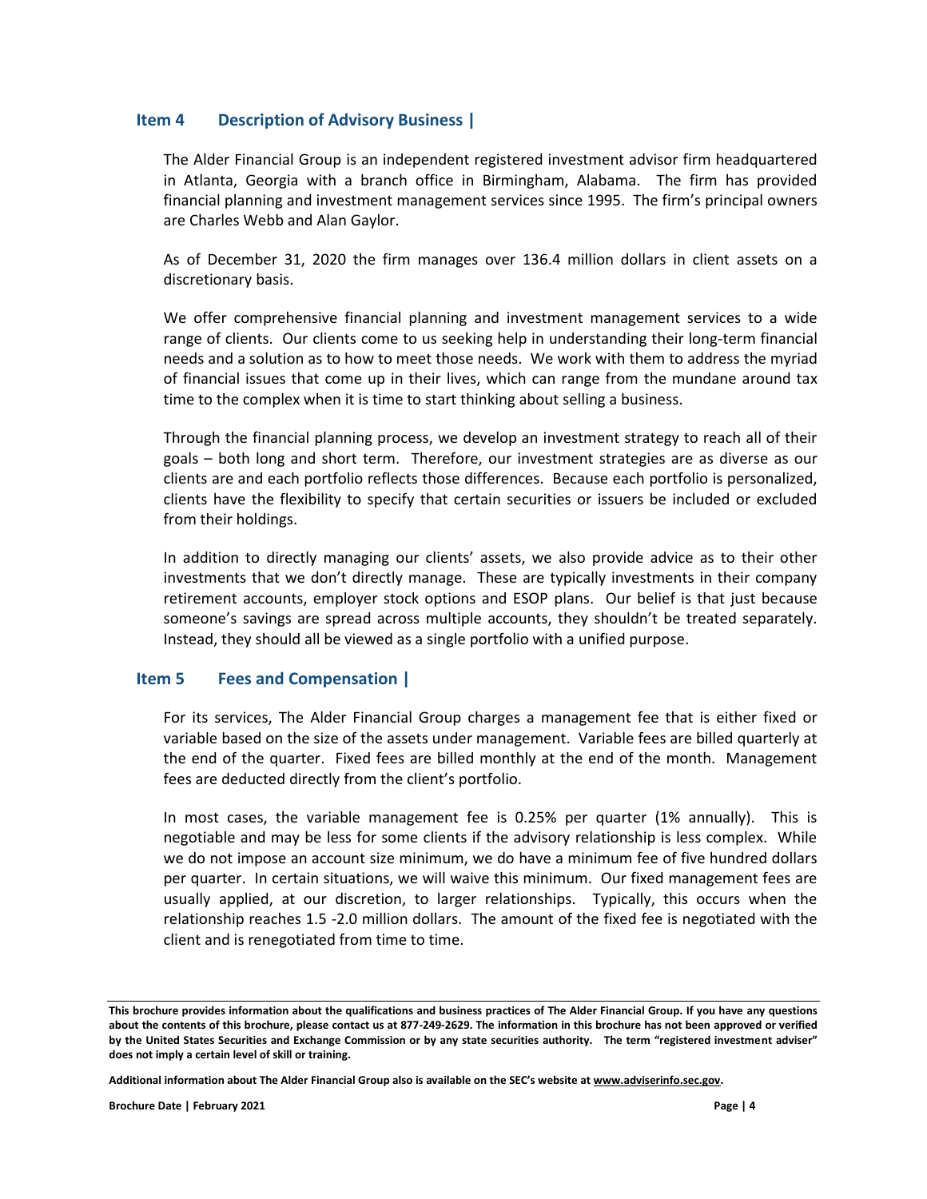## Item 4 Description of Advisory Business |

The Alder Financial Group is an independent registered investment advisor firm headquartered in Atlanta, Georgia with a branch office in Birmingham, Alabama. The firm has provided financial planning and investment management services since 1995. The firm's principal owners are Charles Webb and Alan Gaylor.

As of December 31, 2020 the firm manages over 136.4 million dollars in client assets on a discretionary basis.

We offer comprehensive financial planning and investment management services to a wide range of clients. Our clients come to us seeking help in understanding their long-term financial needs and a solution as to how to meet those needs. We work with them to address the myriad of financial issues that come up in their lives, which can range from the mundane around tax time to the complex when it is time to start thinking about selling a business.

Through the financial planning process, we develop an investment strategy to reach all of their goals – both long and short term. Therefore, our investment strategies are as diverse as our clients are and each portfolio reflects those differences. Because each portfolio is personalized, clients have the flexibility to specify that certain securities or issuers be included or excluded from their holdings.

In addition to directly managing our clients' assets, we also provide advice as to their other investments that we don't directly manage. These are typically investments in their company retirement accounts, employer stock options and ESOP plans. Our belief is that just because someone's savings are spread across multiple accounts, they shouldn't be treated separately. Instead, they should all be viewed as a single portfolio with a unified purpose.

## Item 5 Fees and Compensation |

For its services, The Alder Financial Group charges a management fee that is either fixed or variable based on the size of the assets under management. Variable fees are billed quarterly at the end of the quarter. Fixed fees are billed monthly at the end of the month. Management fees are deducted directly from the client's portfolio.

In most cases, the variable management fee is 0.25% per quarter (1% annually). This is negotiable and may be less for some clients if the advisory relationship is less complex. While we do not impose an account size minimum, we do have a minimum fee of five hundred dollars per quarter. In certain situations, we will waive this minimum. Our fixed management fees are usually applied, at our discretion, to larger relationships. Typically, this occurs when the relationship reaches 1.5 -2.0 million dollars. The amount of the fixed fee is negotiated with the client and is renegotiated from time to time.

**This brochure provides information about the qualifications and business practices of The Alder Financial Group. If you have any questions about the contents of this brochure, please contact us at 877-249-2629. The information in this brochure has not been approved or verified by the United States Securities and Exchange Commission or by any state securities authority. The term "registered investment adviser" does not imply a certain level of skill or training.**

**Additional information about The Alder Financial Group also is available on the SEC's website at www.adviserinfo.sec.gov.**

**Brochure Date | February 2021**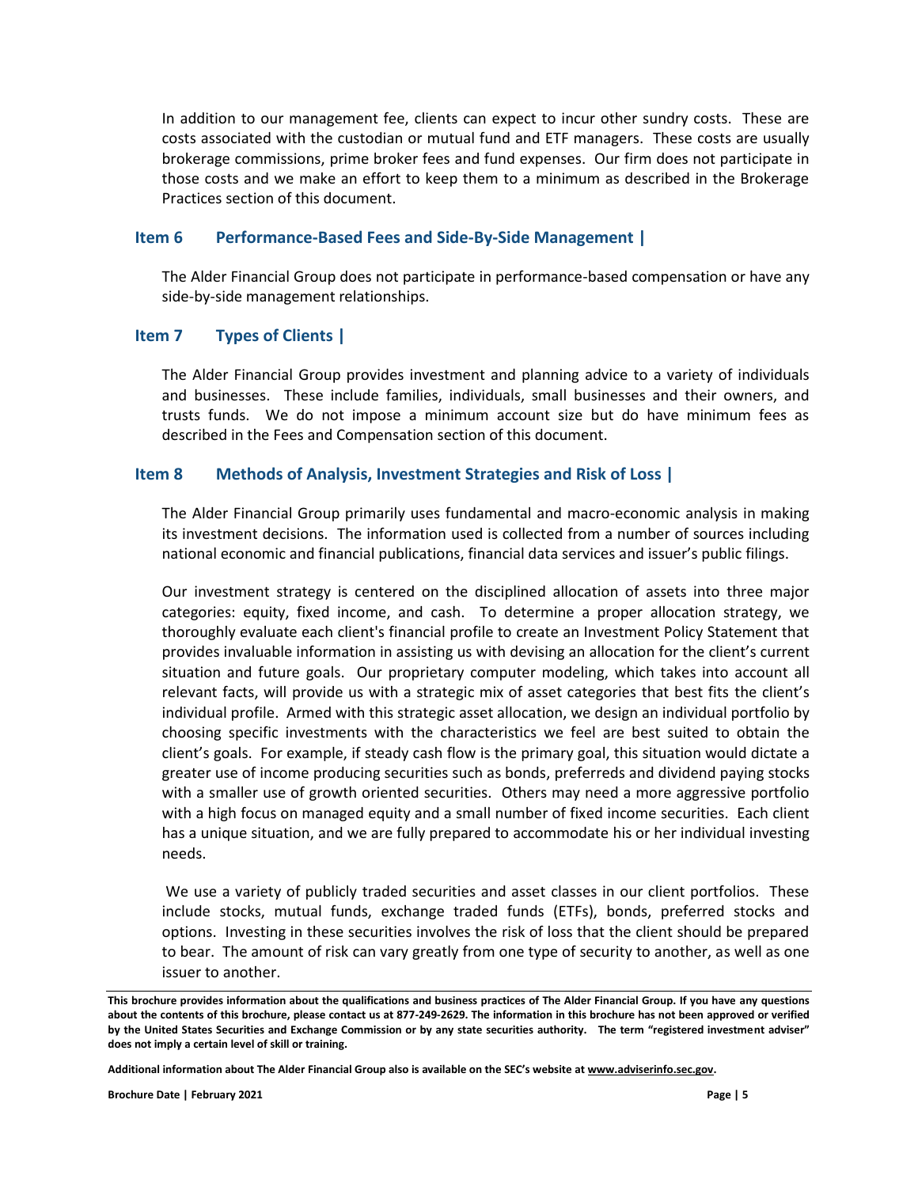In addition to our management fee, clients can expect to incur other sundry costs. These are costs associated with the custodian or mutual fund and ETF managers. These costs are usually brokerage commissions, prime broker fees and fund expenses. Our firm does not participate in those costs and we make an effort to keep them to a minimum as described in the Brokerage Practices section of this document.

## Item 6 Performance-Based Fees and Side-By-Side Management |

The Alder Financial Group does not participate in performance-based compensation or have any side-by-side management relationships.

## Item 7 Types of Clients |

The Alder Financial Group provides investment and planning advice to a variety of individuals and businesses. These include families, individuals, small businesses and their owners, and trusts funds. We do not impose a minimum account size but do have minimum fees as described in the Fees and Compensation section of this document.

## Item 8 Methods of Analysis, Investment Strategies and Risk of Loss |

The Alder Financial Group primarily uses fundamental and macro-economic analysis in making its investment decisions. The information used is collected from a number of sources including national economic and financial publications, financial data services and issuer's public filings.

Our investment strategy is centered on the disciplined allocation of assets into three major categories: equity, fixed income, and cash. To determine a proper allocation strategy, we thoroughly evaluate each client's financial profile to create an Investment Policy Statement that provides invaluable information in assisting us with devising an allocation for the client's current situation and future goals. Our proprietary computer modeling, which takes into account all relevant facts, will provide us with a strategic mix of asset categories that best fits the client's individual profile. Armed with this strategic asset allocation, we design an individual portfolio by choosing specific investments with the characteristics we feel are best suited to obtain the client's goals. For example, if steady cash flow is the primary goal, this situation would dictate a greater use of income producing securities such as bonds, preferreds and dividend paying stocks with a smaller use of growth oriented securities. Others may need a more aggressive portfolio with a high focus on managed equity and a small number of fixed income securities. Each client has a unique situation, and we are fully prepared to accommodate his or her individual investing needs.

We use a variety of publicly traded securities and asset classes in our client portfolios. These include stocks, mutual funds, exchange traded funds (ETFs), bonds, preferred stocks and options. Investing in these securities involves the risk of loss that the client should be prepared to bear. The amount of risk can vary greatly from one type of security to another, as well as one issuer to another.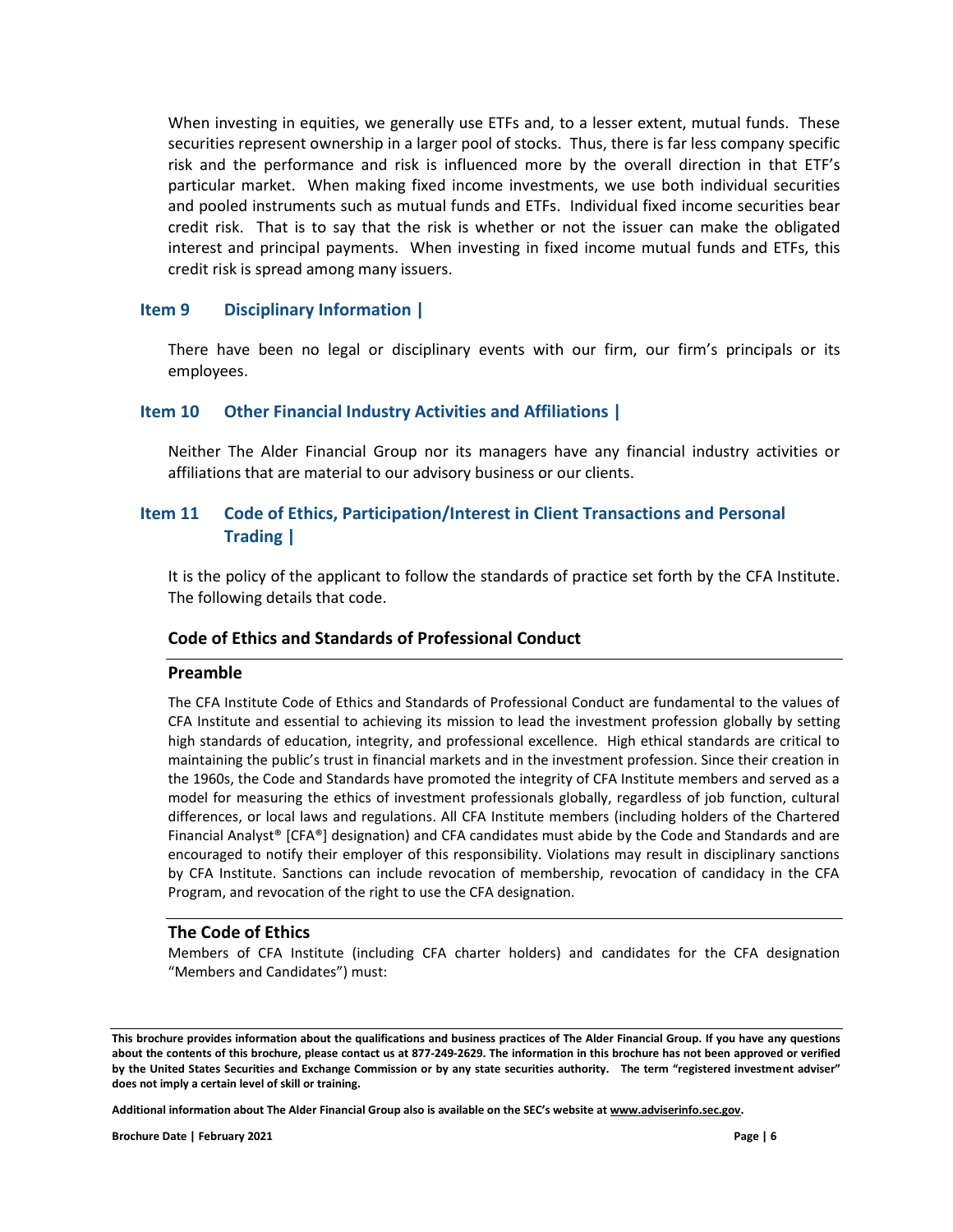When investing in equities, we generally use ETFs and, to a lesser extent, mutual funds. These securities represent ownership in a larger pool of stocks. Thus, there is far less company specific risk and the performance and risk is influenced more by the overall direction in that ETF's particular market. When making fixed income investments, we use both individual securities and pooled instruments such as mutual funds and ETFs. Individual fixed income securities bear credit risk. That is to say that the risk is whether or not the issuer can make the obligated interest and principal payments. When investing in fixed income mutual funds and ETFs, this credit risk is spread among many issuers.

## Item 9 Disciplinary Information |

There have been no legal or disciplinary events with our firm, our firm's principals or its employees.

## Item 10 Other Financial Industry Activities and Affiliations |

Neither The Alder Financial Group nor its managers have any financial industry activities or affiliations that are material to our advisory business or our clients.

## Item 11 Code of Ethics, Participation/Interest in Client Transactions and Personal Trading |

It is the policy of the applicant to follow the standards of practice set forth by the CFA Institute. The following details that code.

### Code of Ethics and Standards of Professional Conduct

#### Preamble

The CFA Institute Code of Ethics and Standards of Professional Conduct are fundamental to the values of CFA Institute and essential to achieving its mission to lead the investment profession globally by setting high standards of education, integrity, and professional excellence. High ethical standards are critical to maintaining the public's trust in financial markets and in the investment profession. Since their creation in the 1960s, the Code and Standards have promoted the integrity of CFA Institute members and served as a model for measuring the ethics of investment professionals globally, regardless of job function, cultural differences, or local laws and regulations. All CFA Institute members (including holders of the Chartered Financial Analyst® [CFA®] designation) and CFA candidates must abide by the Code and Standards and are encouraged to notify their employer of this responsibility. Violations may result in disciplinary sanctions by CFA Institute. Sanctions can include revocation of membership, revocation of candidacy in the CFA Program, and revocation of the right to use the CFA designation.

#### The Code of Ethics

Members of CFA Institute (including CFA charter holders) and candidates for the CFA designation "Members and Candidates") must: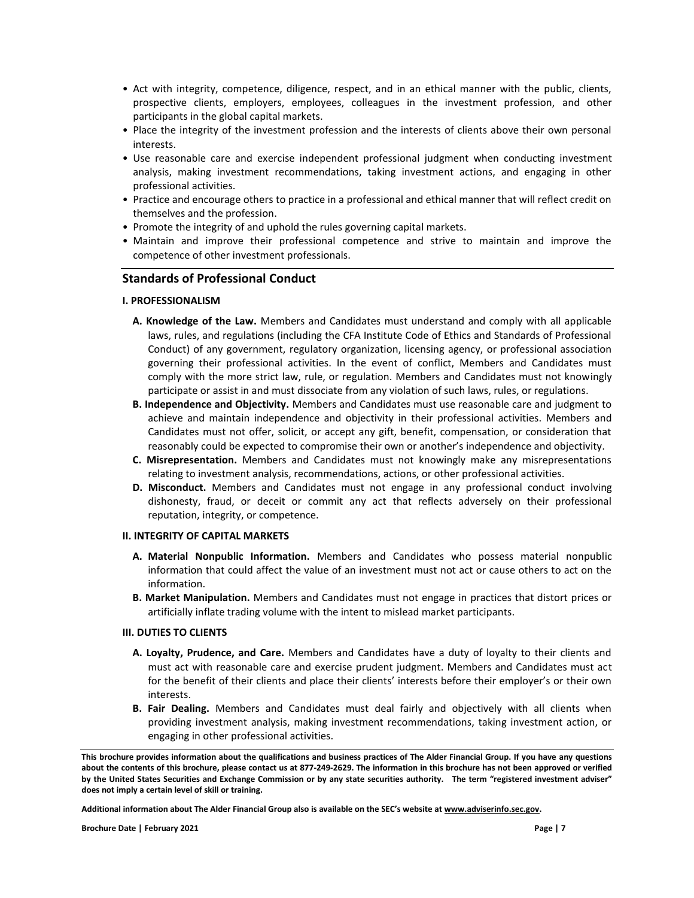- Act with integrity, competence, diligence, respect, and in an ethical manner with the public, clients, prospective clients, employers, employees, colleagues in the investment profession, and other participants in the global capital markets.
- Place the integrity of the investment profession and the interests of clients above their own personal interests.
- Use reasonable care and exercise independent professional judgment when conducting investment analysis, making investment recommendations, taking investment actions, and engaging in other professional activities.
- Practice and encourage others to practice in a professional and ethical manner that will reflect credit on themselves and the profession.
- Promote the integrity of and uphold the rules governing capital markets.
- Maintain and improve their professional competence and strive to maintain and improve the competence of other investment professionals.

## Standards of Professional Conduct

### I. PROFESSIONALISM

- **A. Knowledge of the Law.** Members and Candidates must understand and comply with all applicable laws, rules, and regulations (including the CFA Institute Code of Ethics and Standards of Professional Conduct) of any government, regulatory organization, licensing agency, or professional association governing their professional activities. In the event of conflict, Members and Candidates must comply with the more strict law, rule, or regulation. Members and Candidates must not knowingly participate or assist in and must dissociate from any violation of such laws, rules, or regulations.
- **B. Independence and Objectivity.** Members and Candidates must use reasonable care and judgment to achieve and maintain independence and objectivity in their professional activities. Members and Candidates must not offer, solicit, or accept any gift, benefit, compensation, or consideration that reasonably could be expected to compromise their own or another's independence and objectivity.
- **C. Misrepresentation.** Members and Candidates must not knowingly make any misrepresentations relating to investment analysis, recommendations, actions, or other professional activities.
- **D. Misconduct.** Members and Candidates must not engage in any professional conduct involving dishonesty, fraud, or deceit or commit any act that reflects adversely on their professional reputation, integrity, or competence.

### II. INTEGRITY OF CAPITAL MARKETS

- **A. Material Nonpublic Information.** Members and Candidates who possess material nonpublic information that could affect the value of an investment must not act or cause others to act on the information.
- **B. Market Manipulation.** Members and Candidates must not engage in practices that distort prices or artificially inflate trading volume with the intent to mislead market participants.

### III. DUTIES TO CLIENTS

- **A. Loyalty, Prudence, and Care.** Members and Candidates have a duty of loyalty to their clients and must act with reasonable care and exercise prudent judgment. Members and Candidates must act for the benefit of their clients and place their clients' interests before their employer's or their own interests.
- **B. Fair Dealing.** Members and Candidates must deal fairly and objectively with all clients when providing investment analysis, making investment recommendations, taking investment action, or engaging in other professional activities.

**This brochure provides information about the qualifications and business practices of The Alder Financial Group. If you have any questions about the contents of this brochure, please contact us at 877-249-2629. The information in this brochure has not been approved or verified by the United States Securities and Exchange Commission or by any state securities authority. The term "registered investment adviser" does not imply a certain level of skill or training.**

**Additional information about The Alder Financial Group also is available on the SEC's website at www.adviserinfo.sec.gov.**

**Brochure Date | February 2021**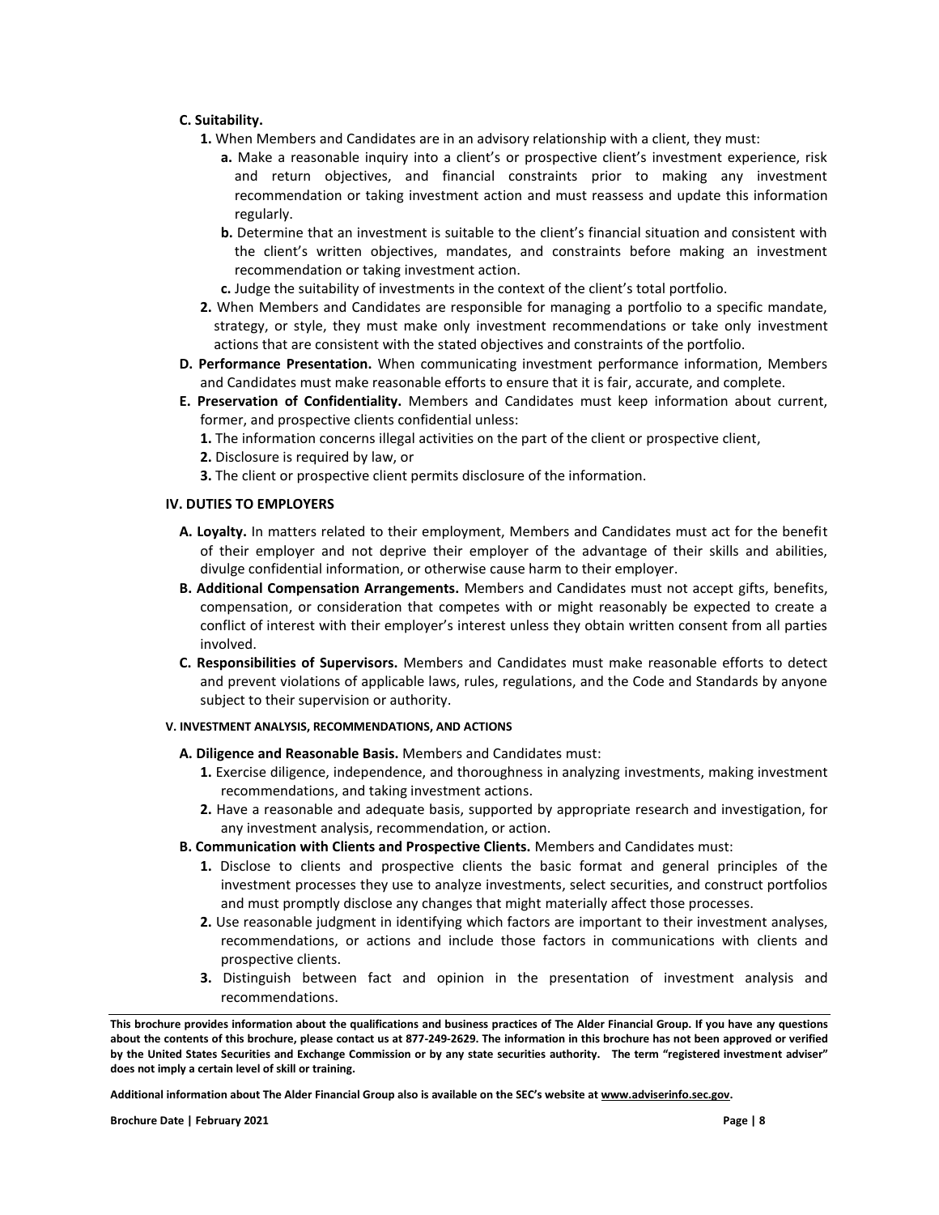**C. Suitability.**

**1.** When Members and Candidates are in an advisory relationship with a client, they must:

- **a.** Make a reasonable inquiry into a client's or prospective client's investment experience, risk and return objectives, and financial constraints prior to making any investment recommendation or taking investment action and must reassess and update this information regularly.
- **b.** Determine that an investment is suitable to the client's financial situation and consistent with the client's written objectives, mandates, and constraints before making an investment recommendation or taking investment action.
- **c.** Judge the suitability of investments in the context of the client's total portfolio.

**2.** When Members and Candidates are responsible for managing a portfolio to a specific mandate, strategy, or style, they must make only investment recommendations or take only investment actions that are consistent with the stated objectives and constraints of the portfolio.

**D. Performance Presentation.** When communicating investment performance information, Members and Candidates must make reasonable efforts to ensure that it is fair, accurate, and complete.

**E. Preservation of Confidentiality.** Members and Candidates must keep information about current, former, and prospective clients confidential unless:

**1.** The information concerns illegal activities on the part of the client or prospective client,

**2.** Disclosure is required by law, or

**3.** The client or prospective client permits disclosure of the information.

### IV. DUTIES TO EMPLOYERS

**A. Loyalty.** In matters related to their employment, Members and Candidates must act for the benefit of their employer and not deprive their employer of the advantage of their skills and abilities, divulge confidential information, or otherwise cause harm to their employer.

**B. Additional Compensation Arrangements.** Members and Candidates must not accept gifts, benefits, compensation, or consideration that competes with or might reasonably be expected to create a conflict of interest with their employer's interest unless they obtain written consent from all parties involved.

**C. Responsibilities of Supervisors.** Members and Candidates must make reasonable efforts to detect and prevent violations of applicable laws, rules, regulations, and the Code and Standards by anyone subject to their supervision or authority.

### V. INVESTMENT ANALYSIS, RECOMMENDATIONS, AND ACTIONS

**A. Diligence and Reasonable Basis.** Members and Candidates must:

**1.** Exercise diligence, independence, and thoroughness in analyzing investments, making investment recommendations, and taking investment actions.

**2.** Have a reasonable and adequate basis, supported by appropriate research and investigation, for any investment analysis, recommendation, or action.

**B. Communication with Clients and Prospective Clients.** Members and Candidates must:

**1.** Disclose to clients and prospective clients the basic format and general principles of the investment processes they use to analyze investments, select securities, and construct portfolios and must promptly disclose any changes that might materially affect those processes.

**2.** Use reasonable judgment in identifying which factors are important to their investment analyses, recommendations, or actions and include those factors in communications with clients and prospective clients.

**3.** Distinguish between fact and opinion in the presentation of investment analysis and recommendations.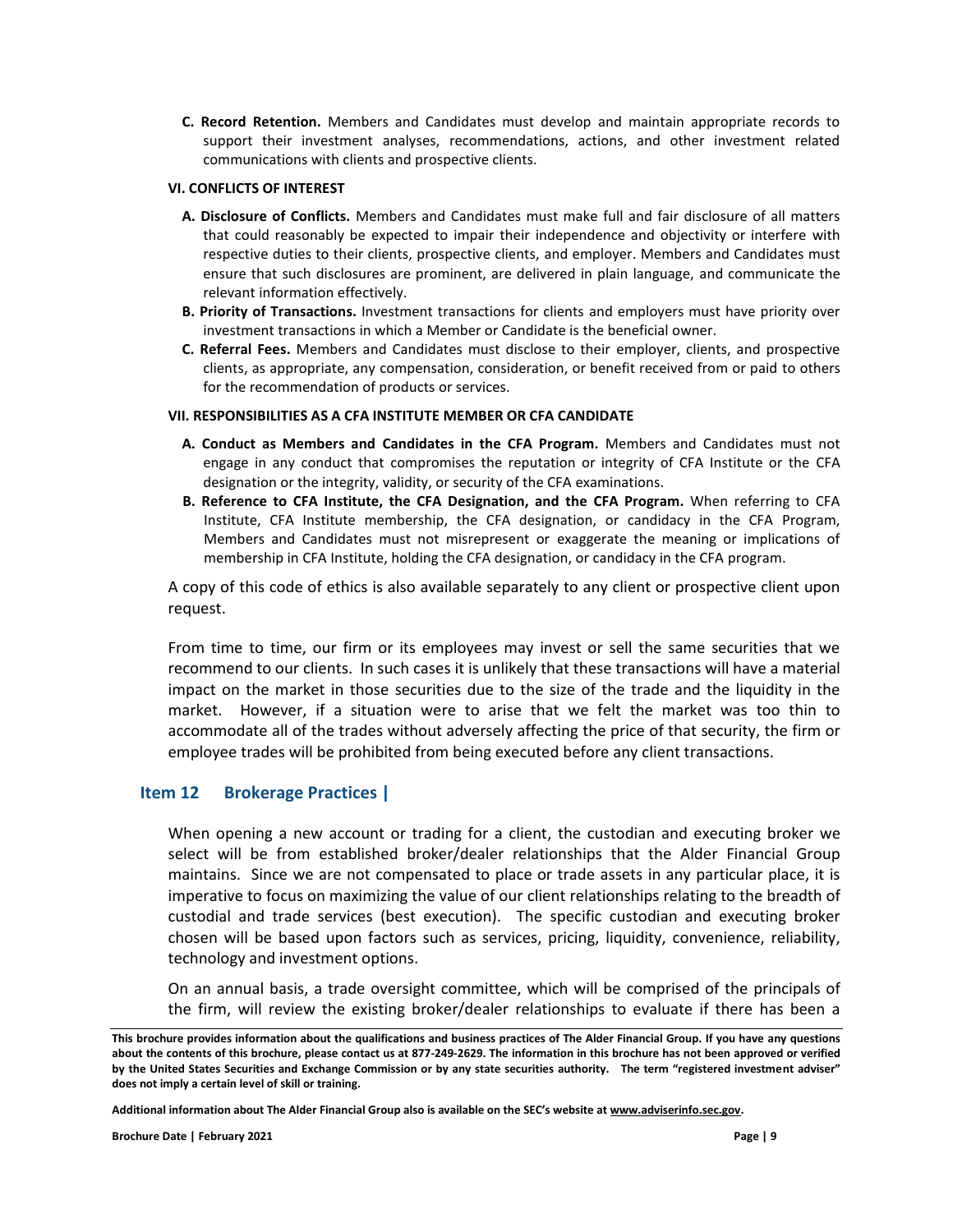**C. Record Retention.** Members and Candidates must develop and maintain appropriate records to support their investment analyses, recommendations, actions, and other investment related communications with clients and prospective clients.

**VI. CONFLICTS OF INTEREST**

**A. Disclosure of Conflicts.** Members and Candidates must make full and fair disclosure of all matters that could reasonably be expected to impair their independence and objectivity or interfere with respective duties to their clients, prospective clients, and employer. Members and Candidates must ensure that such disclosures are prominent, are delivered in plain language, and communicate the relevant information effectively.

**B. Priority of Transactions.** Investment transactions for clients and employers must have priority over investment transactions in which a Member or Candidate is the beneficial owner.

**C. Referral Fees.** Members and Candidates must disclose to their employer, clients, and prospective clients, as appropriate, any compensation, consideration, or benefit received from or paid to others for the recommendation of products or services.

**VII. RESPONSIBILITIES AS A CFA INSTITUTE MEMBER OR CFA CANDIDATE**

**A. Conduct as Members and Candidates in the CFA Program.** Members and Candidates must not engage in any conduct that compromises the reputation or integrity of CFA Institute or the CFA designation or the integrity, validity, or security of the CFA examinations.

**B. Reference to CFA Institute, the CFA Designation, and the CFA Program.** When referring to CFA Institute, CFA Institute membership, the CFA designation, or candidacy in the CFA Program, Members and Candidates must not misrepresent or exaggerate the meaning or implications of membership in CFA Institute, holding the CFA designation, or candidacy in the CFA program.

A copy of this code of ethics is also available separately to any client or prospective client upon request.

From time to time, our firm or its employees may invest or sell the same securities that we recommend to our clients. In such cases it is unlikely that these transactions will have a material impact on the market in those securities due to the size of the trade and the liquidity in the market. However, if a situation were to arise that we felt the market was too thin to accommodate all of the trades without adversely affecting the price of that security, the firm or employee trades will be prohibited from being executed before any client transactions.

## Item 12 Brokerage Practices |

When opening a new account or trading for a client, the custodian and executing broker we select will be from established broker/dealer relationships that the Alder Financial Group maintains. Since we are not compensated to place or trade assets in any particular place, it is imperative to focus on maximizing the value of our client relationships relating to the breadth of custodial and trade services (best execution). The specific custodian and executing broker chosen will be based upon factors such as services, pricing, liquidity, convenience, reliability, technology and investment options.

On an annual basis, a trade oversight committee, which will be comprised of the principals of the firm, will review the existing broker/dealer relationships to evaluate if there has been a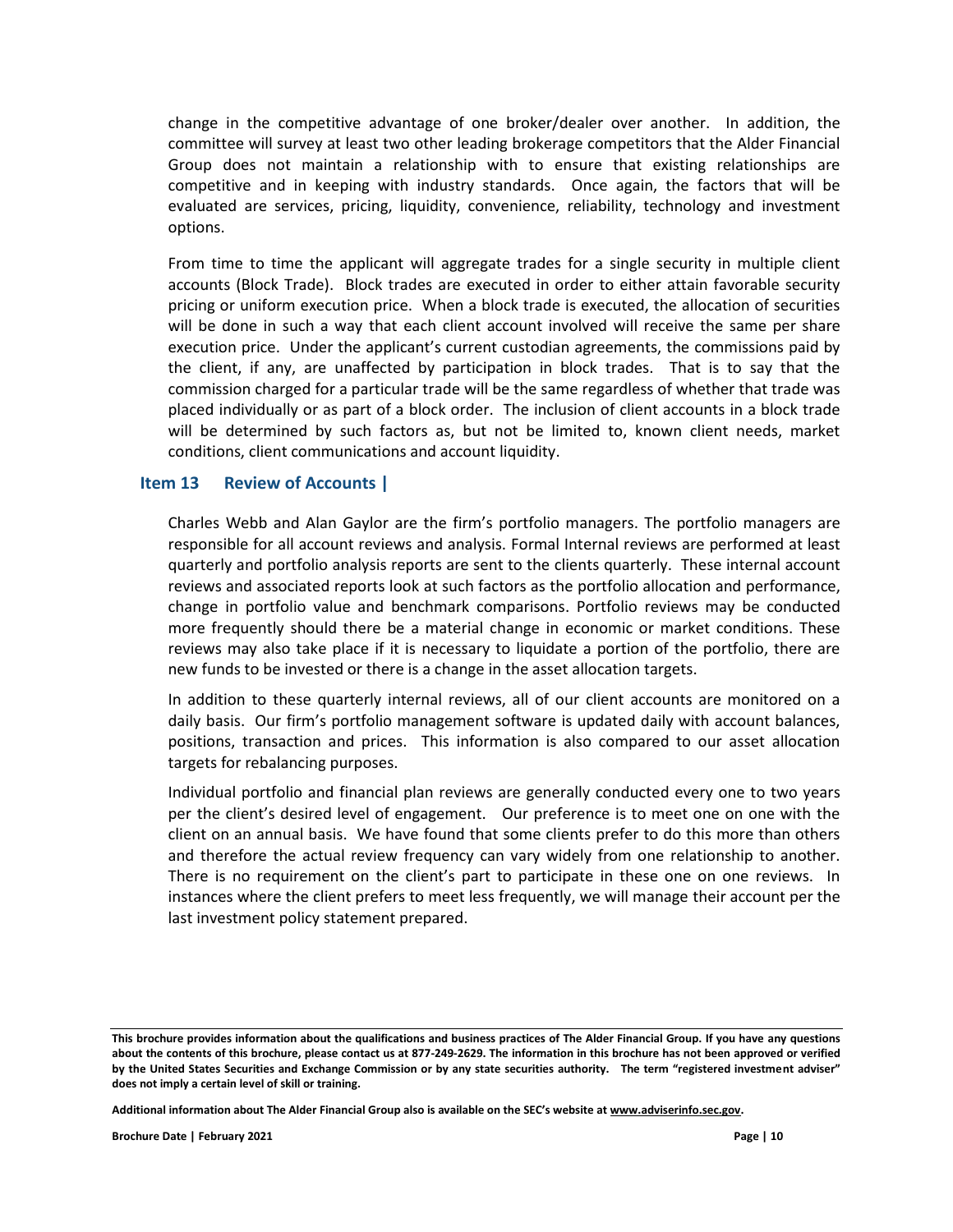change in the competitive advantage of one broker/dealer over another. In addition, the committee will survey at least two other leading brokerage competitors that the Alder Financial Group does not maintain a relationship with to ensure that existing relationships are competitive and in keeping with industry standards. Once again, the factors that will be evaluated are services, pricing, liquidity, convenience, reliability, technology and investment options.

From time to time the applicant will aggregate trades for a single security in multiple client accounts (Block Trade). Block trades are executed in order to either attain favorable security pricing or uniform execution price. When a block trade is executed, the allocation of securities will be done in such a way that each client account involved will receive the same per share execution price. Under the applicant's current custodian agreements, the commissions paid by the client, if any, are unaffected by participation in block trades. That is to say that the commission charged for a particular trade will be the same regardless of whether that trade was placed individually or as part of a block order. The inclusion of client accounts in a block trade will be determined by such factors as, but not be limited to, known client needs, market conditions, client communications and account liquidity.

## Item 13 Review of Accounts |

Charles Webb and Alan Gaylor are the firm's portfolio managers. The portfolio managers are responsible for all account reviews and analysis. Formal Internal reviews are performed at least quarterly and portfolio analysis reports are sent to the clients quarterly. These internal account reviews and associated reports look at such factors as the portfolio allocation and performance, change in portfolio value and benchmark comparisons. Portfolio reviews may be conducted more frequently should there be a material change in economic or market conditions. These reviews may also take place if it is necessary to liquidate a portion of the portfolio, there are new funds to be invested or there is a change in the asset allocation targets.

In addition to these quarterly internal reviews, all of our client accounts are monitored on a daily basis. Our firm's portfolio management software is updated daily with account balances, positions, transaction and prices. This information is also compared to our asset allocation targets for rebalancing purposes.

Individual portfolio and financial plan reviews are generally conducted every one to two years per the client's desired level of engagement. Our preference is to meet one on one with the client on an annual basis. We have found that some clients prefer to do this more than others and therefore the actual review frequency can vary widely from one relationship to another. There is no requirement on the client's part to participate in these one on one reviews. In instances where the client prefers to meet less frequently, we will manage their account per the last investment policy statement prepared.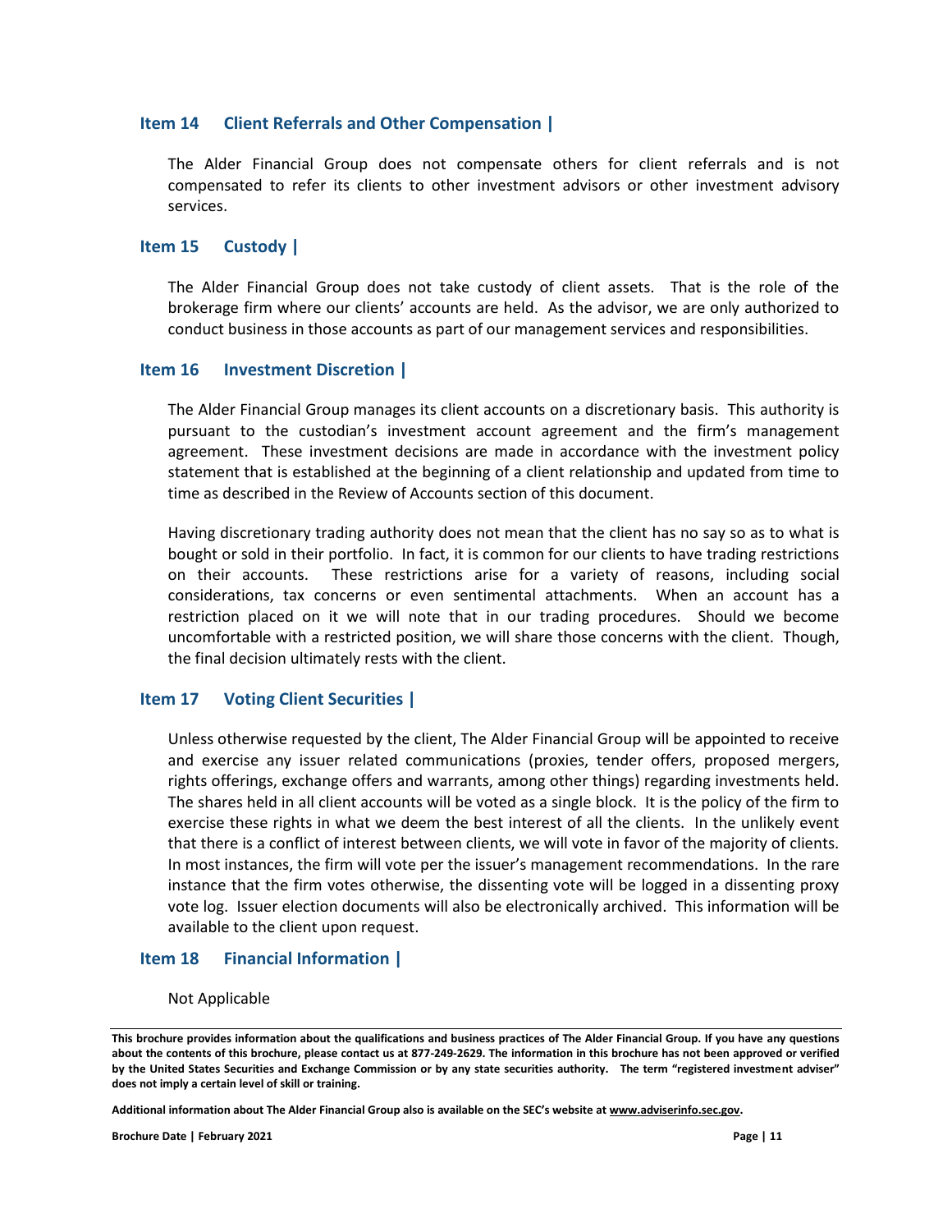## Item 14 Client Referrals and Other Compensation |

The Alder Financial Group does not compensate others for client referrals and is not compensated to refer its clients to other investment advisors or other investment advisory services.

## Item 15 Custody |

The Alder Financial Group does not take custody of client assets. That is the role of the brokerage firm where our clients' accounts are held. As the advisor, we are only authorized to conduct business in those accounts as part of our management services and responsibilities.

## Item 16 Investment Discretion |

The Alder Financial Group manages its client accounts on a discretionary basis. This authority is pursuant to the custodian's investment account agreement and the firm's management agreement. These investment decisions are made in accordance with the investment policy statement that is established at the beginning of a client relationship and updated from time to time as described in the Review of Accounts section of this document.

Having discretionary trading authority does not mean that the client has no say so as to what is bought or sold in their portfolio. In fact, it is common for our clients to have trading restrictions on their accounts. These restrictions arise for a variety of reasons, including social considerations, tax concerns or even sentimental attachments. When an account has a restriction placed on it we will note that in our trading procedures. Should we become uncomfortable with a restricted position, we will share those concerns with the client. Though, the final decision ultimately rests with the client.

## Item 17 Voting Client Securities |

Unless otherwise requested by the client, The Alder Financial Group will be appointed to receive and exercise any issuer related communications (proxies, tender offers, proposed mergers, rights offerings, exchange offers and warrants, among other things) regarding investments held. The shares held in all client accounts will be voted as a single block. It is the policy of the firm to exercise these rights in what we deem the best interest of all the clients. In the unlikely event that there is a conflict of interest between clients, we will vote in favor of the majority of clients. In most instances, the firm will vote per the issuer's management recommendations. In the rare instance that the firm votes otherwise, the dissenting vote will be logged in a dissenting proxy vote log. Issuer election documents will also be electronically archived. This information will be available to the client upon request.

## Item 18 Financial Information |

Not Applicable

**This brochure provides information about the qualifications and business practices of The Alder Financial Group. If you have any questions about the contents of this brochure, please contact us at 877-249-2629. The information in this brochure has not been approved or verified by the United States Securities and Exchange Commission or by any state securities authority. The term "registered investment adviser" does not imply a certain level of skill or training.**

**Additional information about The Alder Financial Group also is available on the SEC's website at www.adviserinfo.sec.gov.**

**Brochure Date | February 2021**